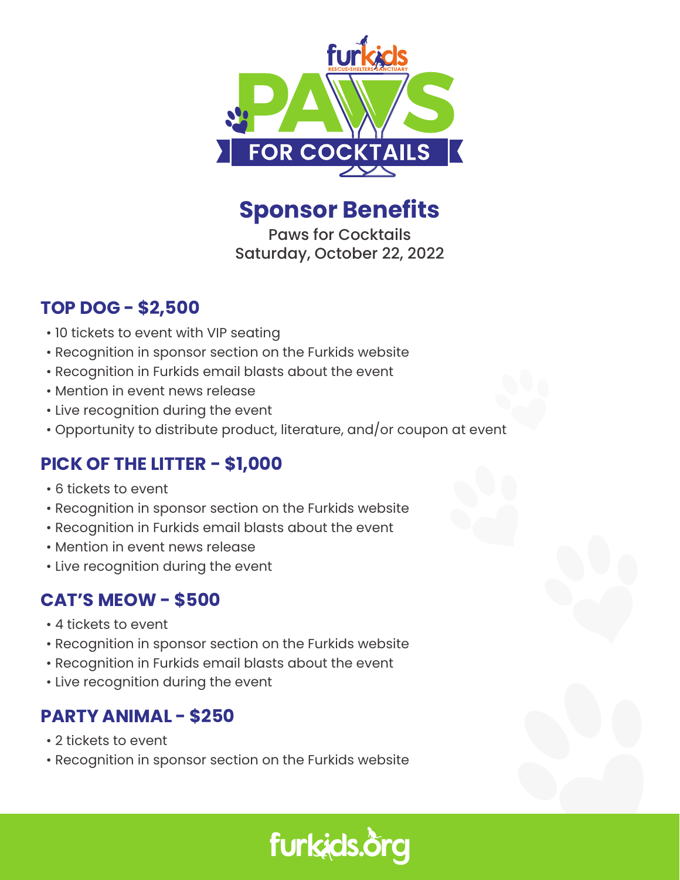# Sponsor Benefits

Paws for Cocktails
Saturday, October 22, 2022

## TOP DOG - $2,500

- 10 tickets to event with VIP seating
- Recognition in sponsor section on the Furkids website
- Recognition in Furkids email blasts about the event
- Mention in event news release
- Live recognition during the event
- Opportunity to distribute product, literature, and/or coupon at event

## PICK OF THE LITTER - $1,000

- 6 tickets to event
- Recognition in sponsor section on the Furkids website
- Recognition in Furkids email blasts about the event
- Mention in event news release
- Live recognition during the event

## CAT'S MEOW - $500

- 4 tickets to event
- Recognition in sponsor section on the Furkids website
- Recognition in Furkids email blasts about the event
- Live recognition during the event

## PARTY ANIMAL - $250

- 2 tickets to event
- Recognition in sponsor section on the Furkids website

furkids.org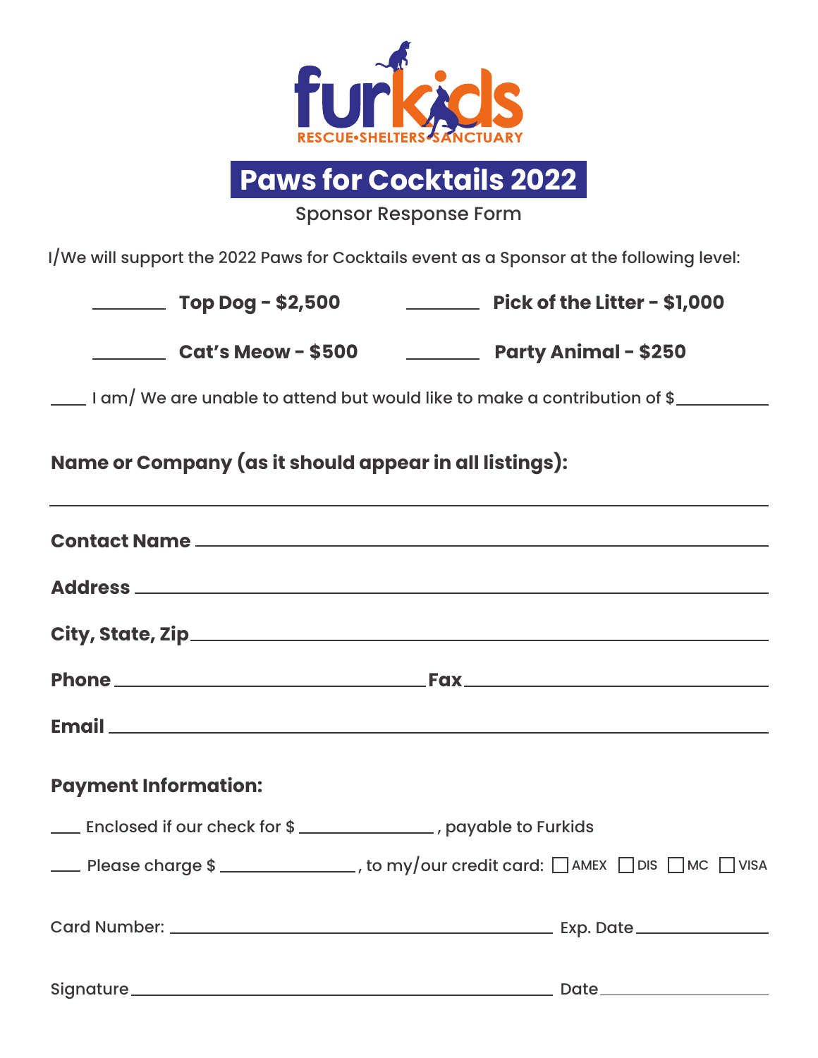furkids

RESCUE•SHELTERS•SANCTUARY

# Paws for Cocktails 2022

Sponsor Response Form

I/We will support the 2022 Paws for Cocktails event as a Sponsor at the following level:

________ **Top Dog - $2,500** ________ **Pick of the Litter - $1,000**

________ **Cat's Meow - $500** ________ **Party Animal - $250**

____ I am/ We are unable to attend but would like to make a contribution of $__________

**Name or Company (as it should appear in all listings):**

______________________________________________________________

**Contact Name** ______________________________________________

**Address** __________________________________________________

**City, State, Zip** ___________________________________________

**Phone** ________________________ **Fax** ________________________

**Email** ____________________________________________________

**Payment Information:**

____ Enclosed if our check for $ ______________, payable to Furkids

____ Please charge $ ______________, to my/our credit card: ☐ AMEX ☐ DIS ☐ MC ☐ VISA

Card Number: ________________________________ Exp. Date ____________

Signature ___________________________________ Date ______________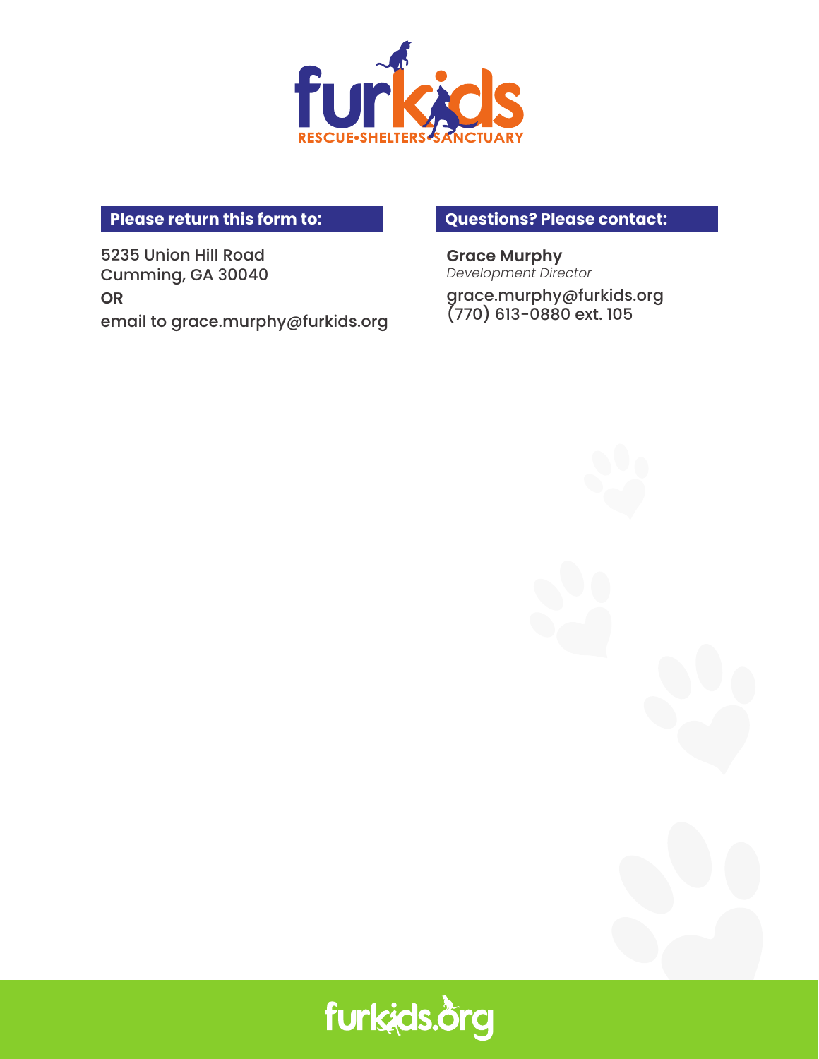furkids

RESCUE•SHELTERS•SANCTUARY

**Please return this form to:**

5235 Union Hill Road
Cumming, GA 30040

**OR**

email to grace.murphy@furkids.org

**Questions? Please contact:**

**Grace Murphy**
*Development Director*

grace.murphy@furkids.org
(770) 613-0880 ext. 105

furkids.org